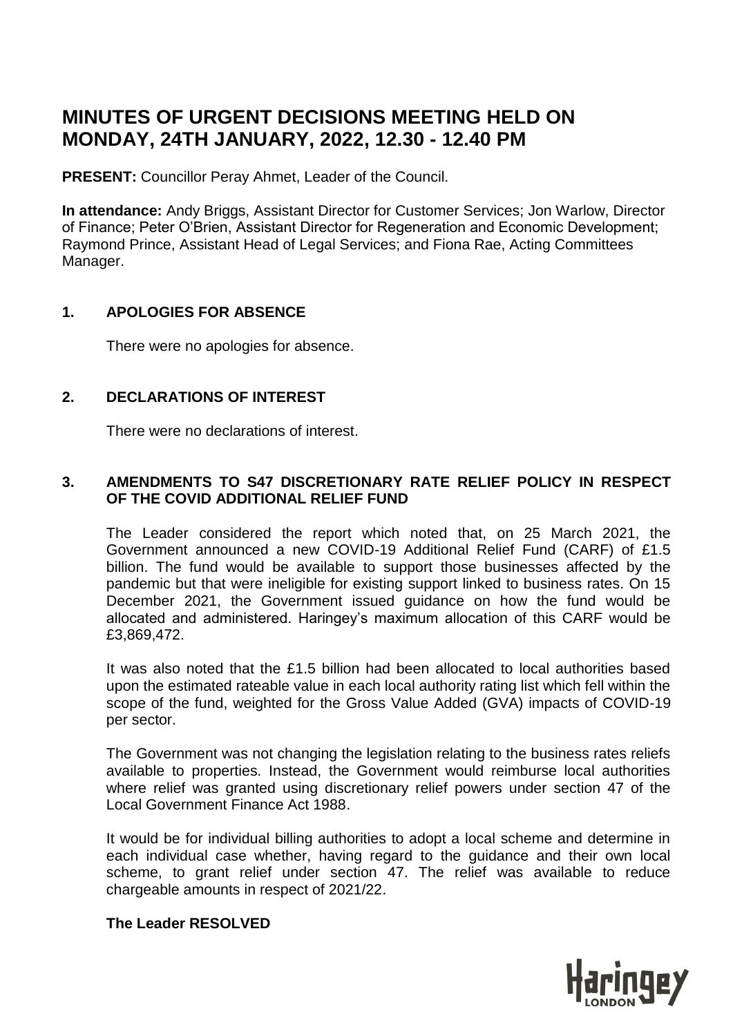# MINUTES OF URGENT DECISIONS MEETING HELD ON MONDAY, 24TH JANUARY, 2022, 12.30 - 12.40 PM

**PRESENT:** Councillor Peray Ahmet, Leader of the Council.

**In attendance:** Andy Briggs, Assistant Director for Customer Services; Jon Warlow, Director of Finance; Peter O'Brien, Assistant Director for Regeneration and Economic Development; Raymond Prince, Assistant Head of Legal Services; and Fiona Rae, Acting Committees Manager.

## 1. APOLOGIES FOR ABSENCE

There were no apologies for absence.

## 2. DECLARATIONS OF INTEREST

There were no declarations of interest.

## 3. AMENDMENTS TO S47 DISCRETIONARY RATE RELIEF POLICY IN RESPECT OF THE COVID ADDITIONAL RELIEF FUND

The Leader considered the report which noted that, on 25 March 2021, the Government announced a new COVID-19 Additional Relief Fund (CARF) of £1.5 billion. The fund would be available to support those businesses affected by the pandemic but that were ineligible for existing support linked to business rates. On 15 December 2021, the Government issued guidance on how the fund would be allocated and administered. Haringey's maximum allocation of this CARF would be £3,869,472.

It was also noted that the £1.5 billion had been allocated to local authorities based upon the estimated rateable value in each local authority rating list which fell within the scope of the fund, weighted for the Gross Value Added (GVA) impacts of COVID-19 per sector.

The Government was not changing the legislation relating to the business rates reliefs available to properties. Instead, the Government would reimburse local authorities where relief was granted using discretionary relief powers under section 47 of the Local Government Finance Act 1988.

It would be for individual billing authorities to adopt a local scheme and determine in each individual case whether, having regard to the guidance and their own local scheme, to grant relief under section 47. The relief was available to reduce chargeable amounts in respect of 2021/22.

**The Leader RESOLVED**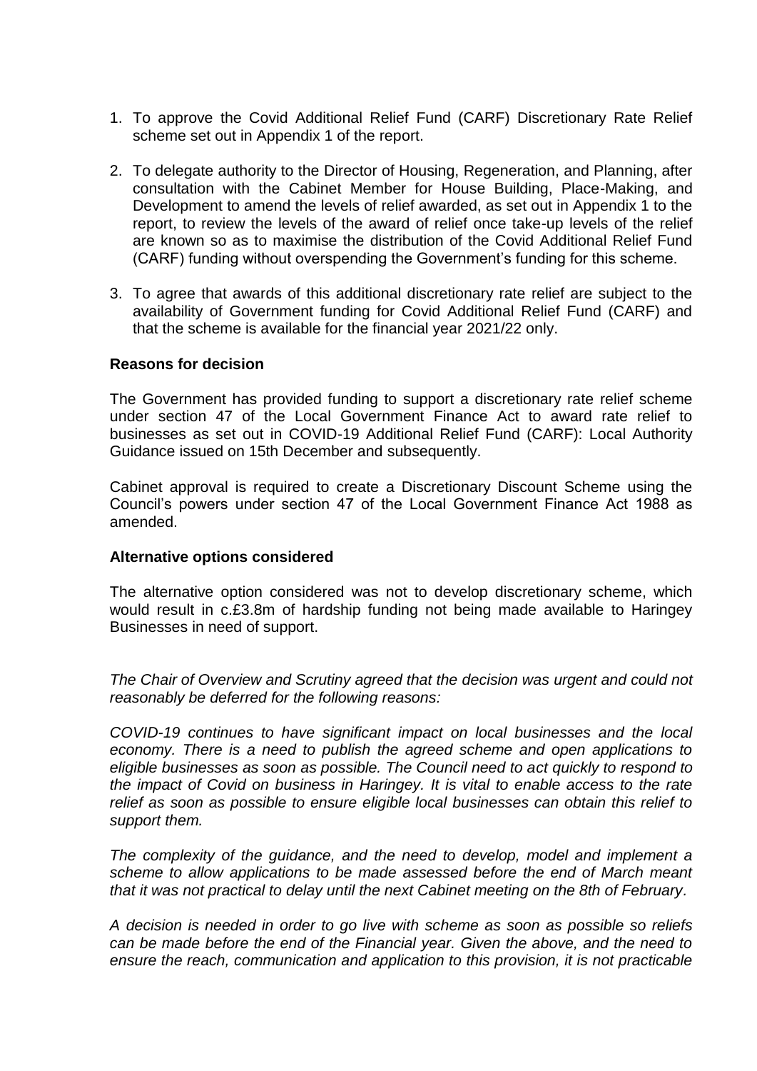1. To approve the Covid Additional Relief Fund (CARF) Discretionary Rate Relief scheme set out in Appendix 1 of the report.

2. To delegate authority to the Director of Housing, Regeneration, and Planning, after consultation with the Cabinet Member for House Building, Place-Making, and Development to amend the levels of relief awarded, as set out in Appendix 1 to the report, to review the levels of the award of relief once take-up levels of the relief are known so as to maximise the distribution of the Covid Additional Relief Fund (CARF) funding without overspending the Government's funding for this scheme.

3. To agree that awards of this additional discretionary rate relief are subject to the availability of Government funding for Covid Additional Relief Fund (CARF) and that the scheme is available for the financial year 2021/22 only.

**Reasons for decision**

The Government has provided funding to support a discretionary rate relief scheme under section 47 of the Local Government Finance Act to award rate relief to businesses as set out in COVID-19 Additional Relief Fund (CARF): Local Authority Guidance issued on 15th December and subsequently.

Cabinet approval is required to create a Discretionary Discount Scheme using the Council's powers under section 47 of the Local Government Finance Act 1988 as amended.

**Alternative options considered**

The alternative option considered was not to develop discretionary scheme, which would result in c.£3.8m of hardship funding not being made available to Haringey Businesses in need of support.

*The Chair of Overview and Scrutiny agreed that the decision was urgent and could not reasonably be deferred for the following reasons:*

*COVID-19 continues to have significant impact on local businesses and the local economy. There is a need to publish the agreed scheme and open applications to eligible businesses as soon as possible. The Council need to act quickly to respond to the impact of Covid on business in Haringey. It is vital to enable access to the rate relief as soon as possible to ensure eligible local businesses can obtain this relief to support them.*

*The complexity of the guidance, and the need to develop, model and implement a scheme to allow applications to be made assessed before the end of March meant that it was not practical to delay until the next Cabinet meeting on the 8th of February.*

*A decision is needed in order to go live with scheme as soon as possible so reliefs can be made before the end of the Financial year. Given the above, and the need to ensure the reach, communication and application to this provision, it is not practicable*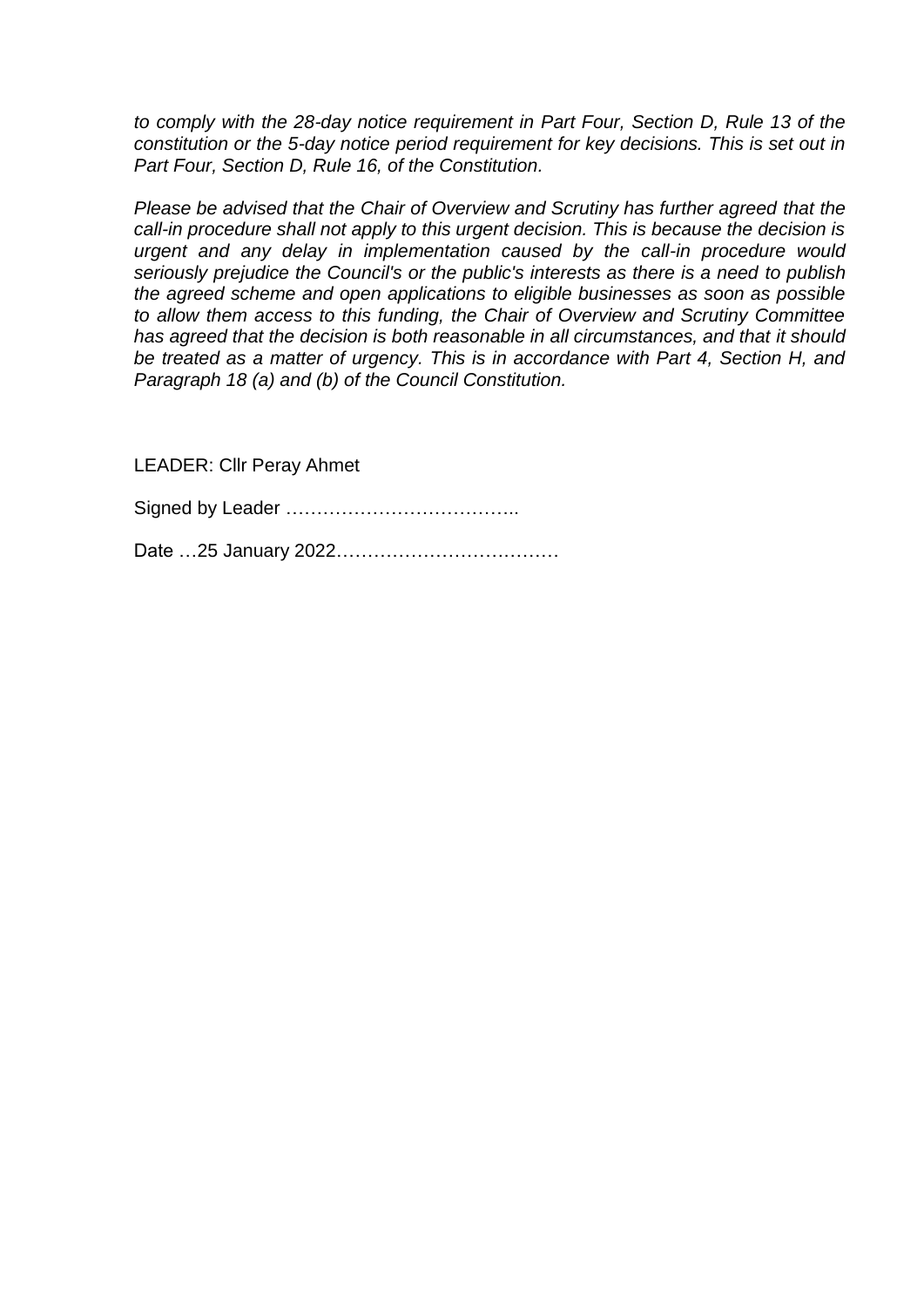*to comply with the 28-day notice requirement in Part Four, Section D, Rule 13 of the constitution or the 5-day notice period requirement for key decisions. This is set out in Part Four, Section D, Rule 16, of the Constitution.*

*Please be advised that the Chair of Overview and Scrutiny has further agreed that the call-in procedure shall not apply to this urgent decision. This is because the decision is urgent and any delay in implementation caused by the call-in procedure would seriously prejudice the Council's or the public's interests as there is a need to publish the agreed scheme and open applications to eligible businesses as soon as possible to allow them access to this funding, the Chair of Overview and Scrutiny Committee has agreed that the decision is both reasonable in all circumstances, and that it should be treated as a matter of urgency. This is in accordance with Part 4, Section H, and Paragraph 18 (a) and (b) of the Council Constitution.*

LEADER: Cllr Peray Ahmet

Signed by Leader ………………………………..

Date …25 January 2022………………………………